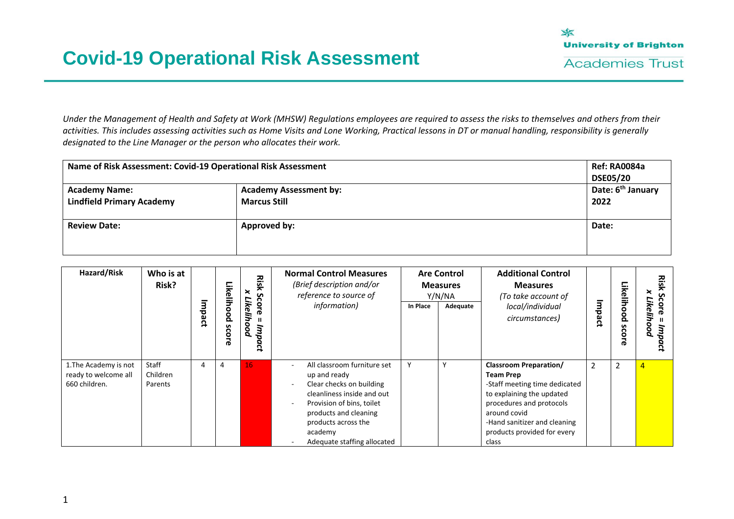# Covid-19 Operational Risk Assessment

University of Brighton Academies Trust

*Under the Management of Health and Safety at Work (MHSW) Regulations employees are required to assess the risks to themselves and others from their activities. This includes assessing activities such as Home Visits and Lone Working, Practical lessons in DT or manual handling, responsibility is generally designated to the Line Manager or the person who allocates their work.*

| **Name of Risk Assessment: Covid-19 Operational Risk Assessment** | | **Ref: RA0084a DSE05/20** |
|---|---|---|
| **Academy Name:** **Lindfield Primary Academy** | **Academy Assessment by:** **Marcus Still** | **Date: 6th January 2022** |
| **Review Date:** | **Approved by:** | **Date:** |

| Hazard/Risk | Who is at Risk? | Impact | Likelihood score | Risk Score = Impact x Likelihood | Normal Control Measures *(Brief description and/or reference to source of information)* | Are Control Measures Y/N/NA | | Additional Control Measures *(To take account of local/individual circumstances)* | Impact | Likelihood score | Risk Score = Impact x Likelihood |
|---|---|---|---|---|---|---|---|---|---|---|---|
| | | | | | | In Place | Adequate | | | | |
| 1.The Academy is not ready to welcome all 660 children. | Staff Children Parents | 4 | 4 | 16 | - All classroom furniture set up and ready<br>- Clear checks on building cleanliness inside and out<br>- Provision of bins, toilet products and cleaning products across the academy<br>- Adequate staffing allocated | Y | Y | **Classroom Preparation/ Team Prep**<br>-Staff meeting time dedicated to explaining the updated procedures and protocols around covid<br>-Hand sanitizer and cleaning products provided for every class | 2 | 2 | 4 |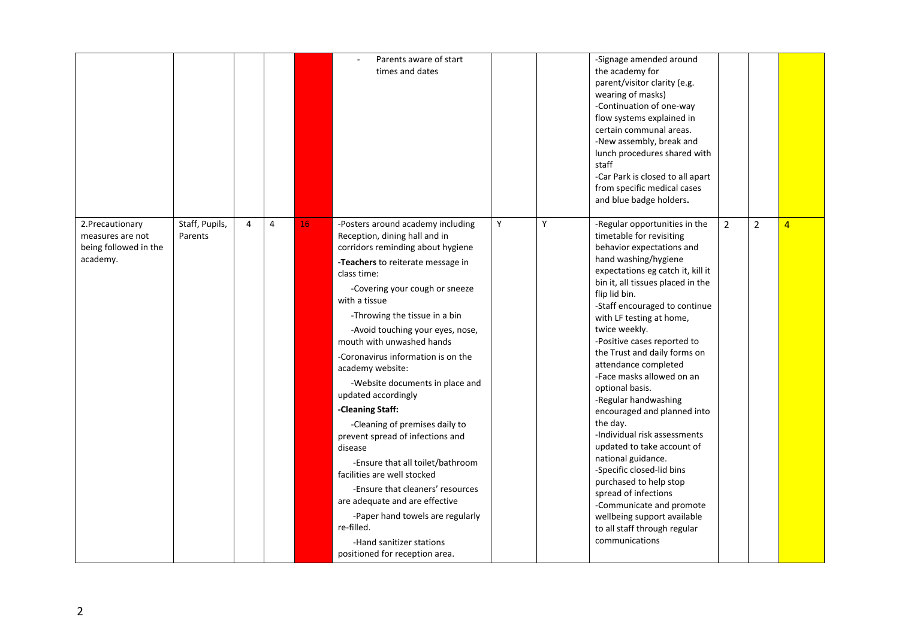| | | | | | | | | | | | |
|---|---|---|---|---|---|---|---|---|---|---|---|
| | | | | | - Parents aware of start times and dates | | | -Signage amended around the academy for parent/visitor clarity (e.g. wearing of masks)<br>-Continuation of one-way flow systems explained in certain communal areas.<br>-New assembly, break and lunch procedures shared with staff<br>-Car Park is closed to all apart from specific medical cases and blue badge holders. | | | |
| 2.Precautionary measures are not being followed in the academy. | Staff, Pupils, Parents | 4 | 4 | 16 | -Posters around academy including Reception, dining hall and in corridors reminding about hygiene<br>**-Teachers** to reiterate message in class time:<br>-Covering your cough or sneeze with a tissue<br>-Throwing the tissue in a bin<br>-Avoid touching your eyes, nose, mouth with unwashed hands<br>-Coronavirus information is on the academy website:<br>-Website documents in place and updated accordingly<br>**-Cleaning Staff:**<br>-Cleaning of premises daily to prevent spread of infections and disease<br>-Ensure that all toilet/bathroom facilities are well stocked<br>-Ensure that cleaners' resources are adequate and are effective<br>-Paper hand towels are regularly re-filled.<br>-Hand sanitizer stations positioned for reception area. | Y | Y | -Regular opportunities in the timetable for revisiting behavior expectations and hand washing/hygiene expectations eg catch it, kill it bin it, all tissues placed in the flip lid bin.<br>-Staff encouraged to continue with LF testing at home, twice weekly.<br>-Positive cases reported to the Trust and daily forms on attendance completed<br>-Face masks allowed on an optional basis.<br>-Regular handwashing encouraged and planned into the day.<br>-Individual risk assessments updated to take account of national guidance.<br>-Specific closed-lid bins purchased to help stop spread of infections<br>-Communicate and promote wellbeing support available to all staff through regular communications | 2 | 2 | 4 |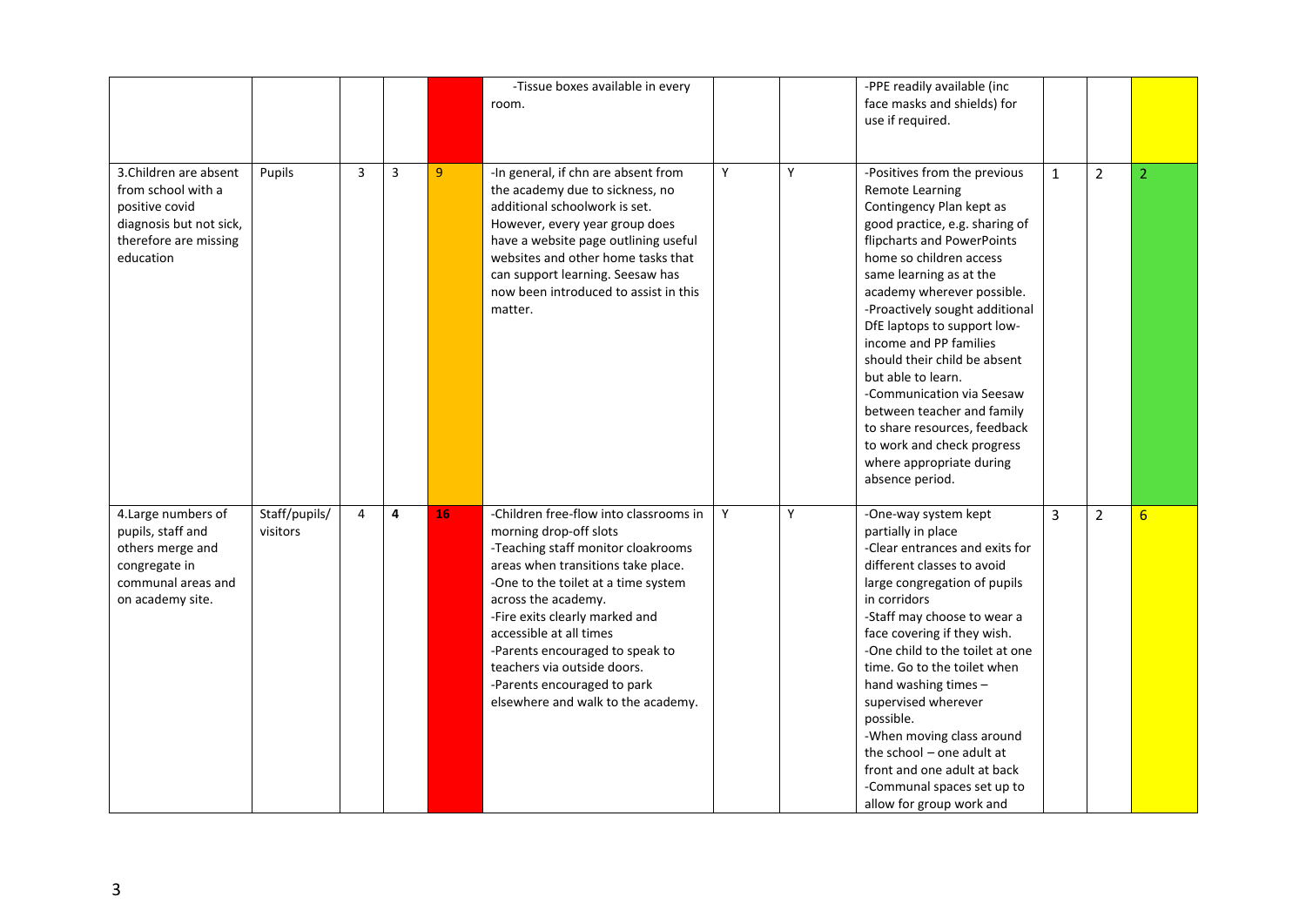| | | | | | | | | | | | |
|---|---|---|---|---|---|---|---|---|---|---|---|
| | | | | | -Tissue boxes available in every room. | | | -PPE readily available (inc face masks and shields) for use if required. | | | |
| 3.Children are absent from school with a positive covid diagnosis but not sick, therefore are missing education | Pupils | 3 | 3 | 9 | -In general, if chn are absent from the academy due to sickness, no additional schoolwork is set. However, every year group does have a website page outlining useful websites and other home tasks that can support learning. Seesaw has now been introduced to assist in this matter. | Y | Y | -Positives from the previous Remote Learning Contingency Plan kept as good practice, e.g. sharing of flipcharts and PowerPoints home so children access same learning as at the academy wherever possible.<br>-Proactively sought additional DfE laptops to support low-income and PP families should their child be absent but able to learn.<br>-Communication via Seesaw between teacher and family to share resources, feedback to work and check progress where appropriate during absence period. | 1 | 2 | 2 |
| 4.Large numbers of pupils, staff and others merge and congregate in communal areas and on academy site. | Staff/pupils/ visitors | 4 | **4** | 16 | -Children free-flow into classrooms in morning drop-off slots<br>-Teaching staff monitor cloakrooms areas when transitions take place.<br>-One to the toilet at a time system across the academy.<br>-Fire exits clearly marked and accessible at all times<br>-Parents encouraged to speak to teachers via outside doors.<br>-Parents encouraged to park elsewhere and walk to the academy. | Y | Y | -One-way system kept partially in place<br>-Clear entrances and exits for different classes to avoid large congregation of pupils in corridors<br>-Staff may choose to wear a face covering if they wish.<br>-One child to the toilet at one time. Go to the toilet when hand washing times – supervised wherever possible.<br>-When moving class around the school – one adult at front and one adult at back<br>-Communal spaces set up to allow for group work and | 3 | 2 | 6 |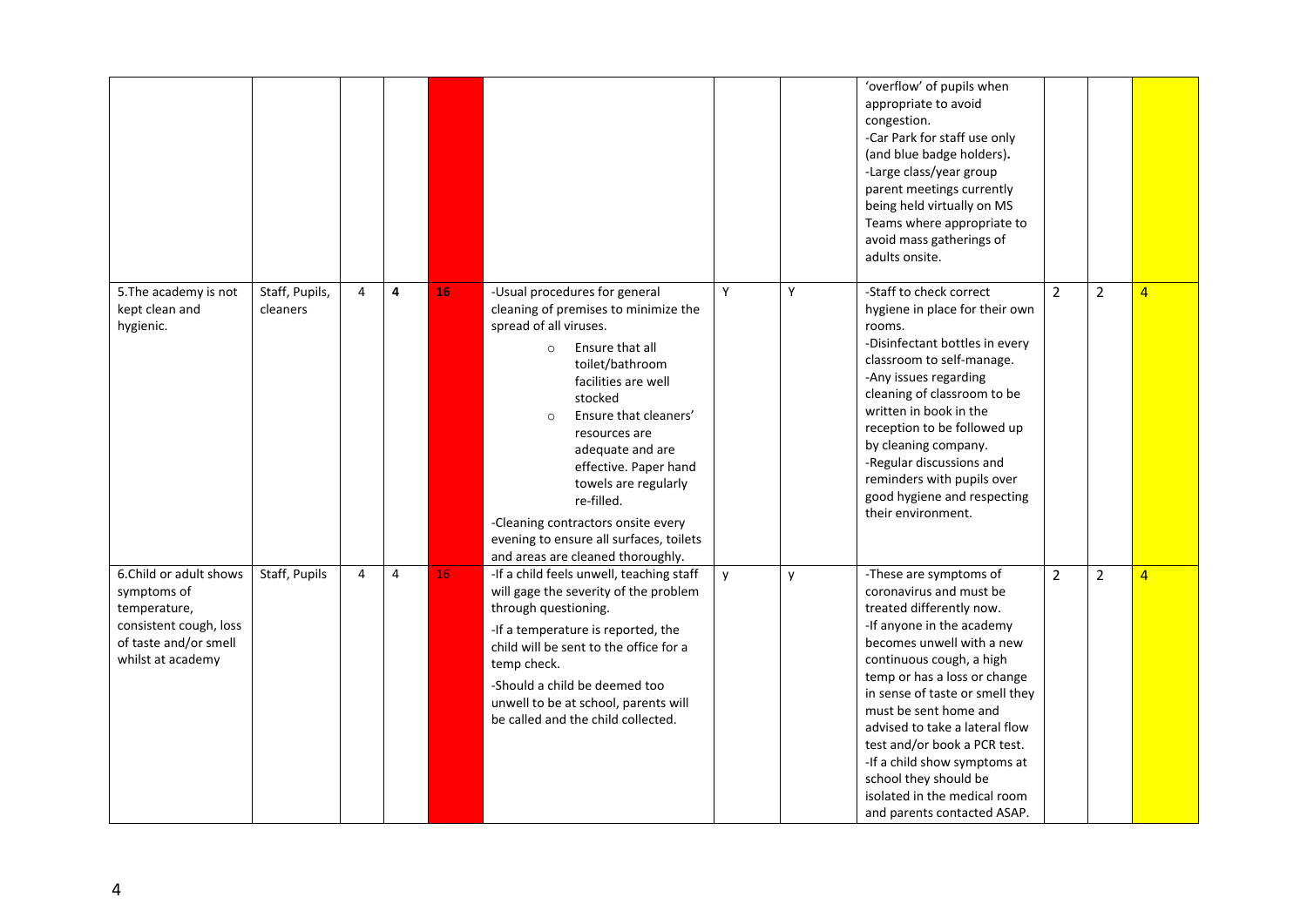| | | | | | | | | | | | |
|---|---|---|---|---|---|---|---|---|---|---|---|
| | | | | | | | | 'overflow' of pupils when appropriate to avoid congestion.<br>-Car Park for staff use only (and blue badge holders).<br>-Large class/year group parent meetings currently being held virtually on MS Teams where appropriate to avoid mass gatherings of adults onsite. | | | |
| 5.The academy is not kept clean and hygienic. | Staff, Pupils, cleaners | 4 | **4** | 16 | -Usual procedures for general cleaning of premises to minimize the spread of all viruses.<br>○ Ensure that all toilet/bathroom facilities are well stocked<br>○ Ensure that cleaners' resources are adequate and are effective. Paper hand towels are regularly re-filled.<br>-Cleaning contractors onsite every evening to ensure all surfaces, toilets and areas are cleaned thoroughly. | Y | Y | -Staff to check correct hygiene in place for their own rooms.<br>-Disinfectant bottles in every classroom to self-manage.<br>-Any issues regarding cleaning of classroom to be written in book in the reception to be followed up by cleaning company.<br>-Regular discussions and reminders with pupils over good hygiene and respecting their environment. | 2 | 2 | 4 |
| 6.Child or adult shows symptoms of temperature, consistent cough, loss of taste and/or smell whilst at academy | Staff, Pupils | 4 | 4 | 16 | -If a child feels unwell, teaching staff will gage the severity of the problem through questioning.<br>-If a temperature is reported, the child will be sent to the office for a temp check.<br>-Should a child be deemed too unwell to be at school, parents will be called and the child collected. | y | y | -These are symptoms of coronavirus and must be treated differently now.<br>-If anyone in the academy becomes unwell with a new continuous cough, a high temp or has a loss or change in sense of taste or smell they must be sent home and advised to take a lateral flow test and/or book a PCR test.<br>-If a child show symptoms at school they should be isolated in the medical room and parents contacted ASAP. | 2 | 2 | 4 |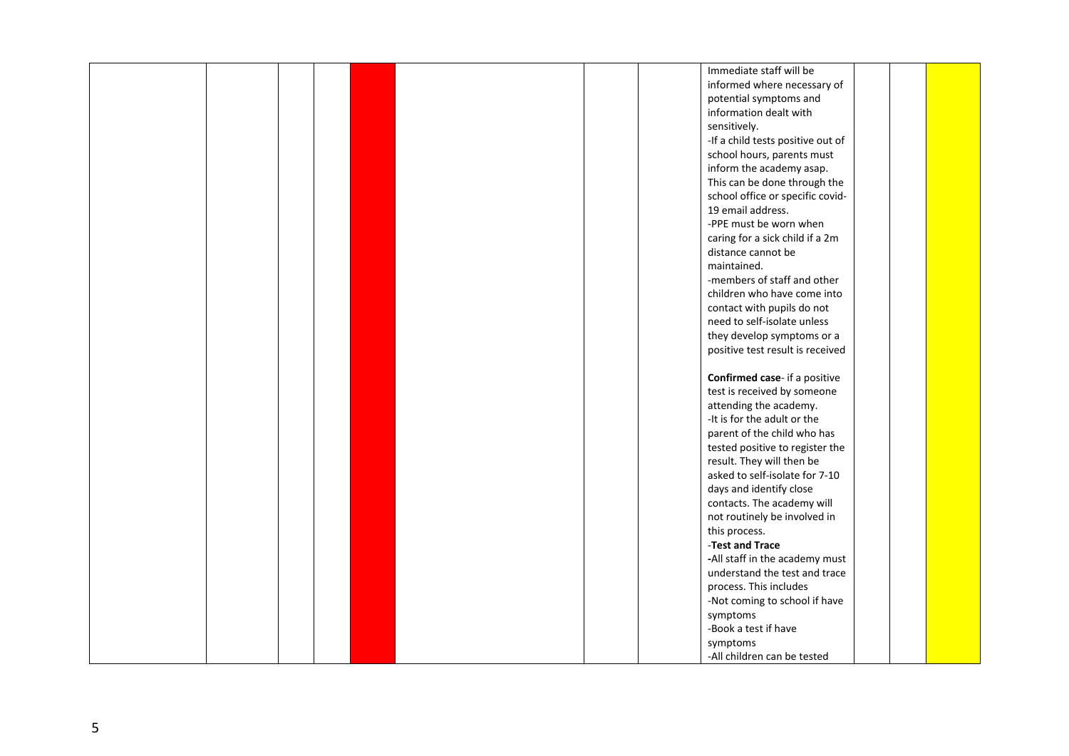|  |  |  |  |  |  |  |  | Immediate staff will be informed where necessary of potential symptoms and information dealt with sensitively.<br>-If a child tests positive out of school hours, parents must inform the academy asap. This can be done through the school office or specific covid-19 email address.<br>-PPE must be worn when caring for a sick child if a 2m distance cannot be maintained.<br>-members of staff and other children who have come into contact with pupils do not need to self-isolate unless they develop symptoms or a positive test result is received<br><br>**Confirmed case**- if a positive test is received by someone attending the academy.<br>-It is for the adult or the parent of the child who has tested positive to register the result. They will then be asked to self-isolate for 7-10 days and identify close contacts. The academy will not routinely be involved in this process.<br>-**Test and Trace**<br>**-**All staff in the academy must understand the test and trace process. This includes<br>-Not coming to school if have symptoms<br>-Book a test if have symptoms<br>-All children can be tested |  |  |  |
|---|---|---|---|---|---|---|---|---|---|---|---|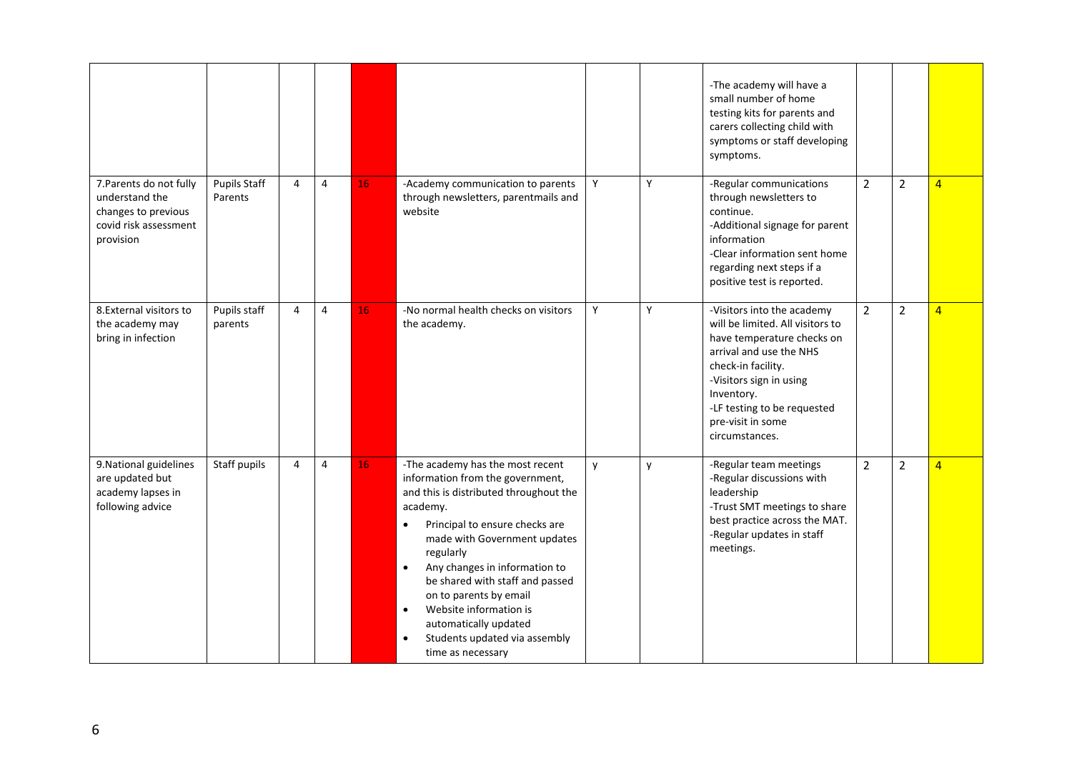| | | | | | | | | | | | |
|---|---|---|---|---|---|---|---|---|---|---|---|
| | | | | | | | | -The academy will have a small number of home testing kits for parents and carers collecting child with symptoms or staff developing symptoms. | | | |
| 7.Parents do not fully understand the changes to previous covid risk assessment provision | Pupils Staff Parents | 4 | 4 | 16 | -Academy communication to parents through newsletters, parentmails and website | Y | Y | -Regular communications through newsletters to continue.<br>-Additional signage for parent information<br>-Clear information sent home regarding next steps if a positive test is reported. | 2 | 2 | 4 |
| 8.External visitors to the academy may bring in infection | Pupils staff parents | 4 | 4 | 16 | -No normal health checks on visitors the academy. | Y | Y | -Visitors into the academy will be limited. All visitors to have temperature checks on arrival and use the NHS check-in facility.<br>-Visitors sign in using Inventory.<br>-LF testing to be requested pre-visit in some circumstances. | 2 | 2 | 4 |
| 9.National guidelines are updated but academy lapses in following advice | Staff pupils | 4 | 4 | 16 | -The academy has the most recent information from the government, and this is distributed throughout the academy.<br>• Principal to ensure checks are made with Government updates regularly<br>• Any changes in information to be shared with staff and passed on to parents by email<br>• Website information is automatically updated<br>• Students updated via assembly time as necessary | y | y | -Regular team meetings<br>-Regular discussions with leadership<br>-Trust SMT meetings to share best practice across the MAT.<br>-Regular updates in staff meetings. | 2 | 2 | 4 |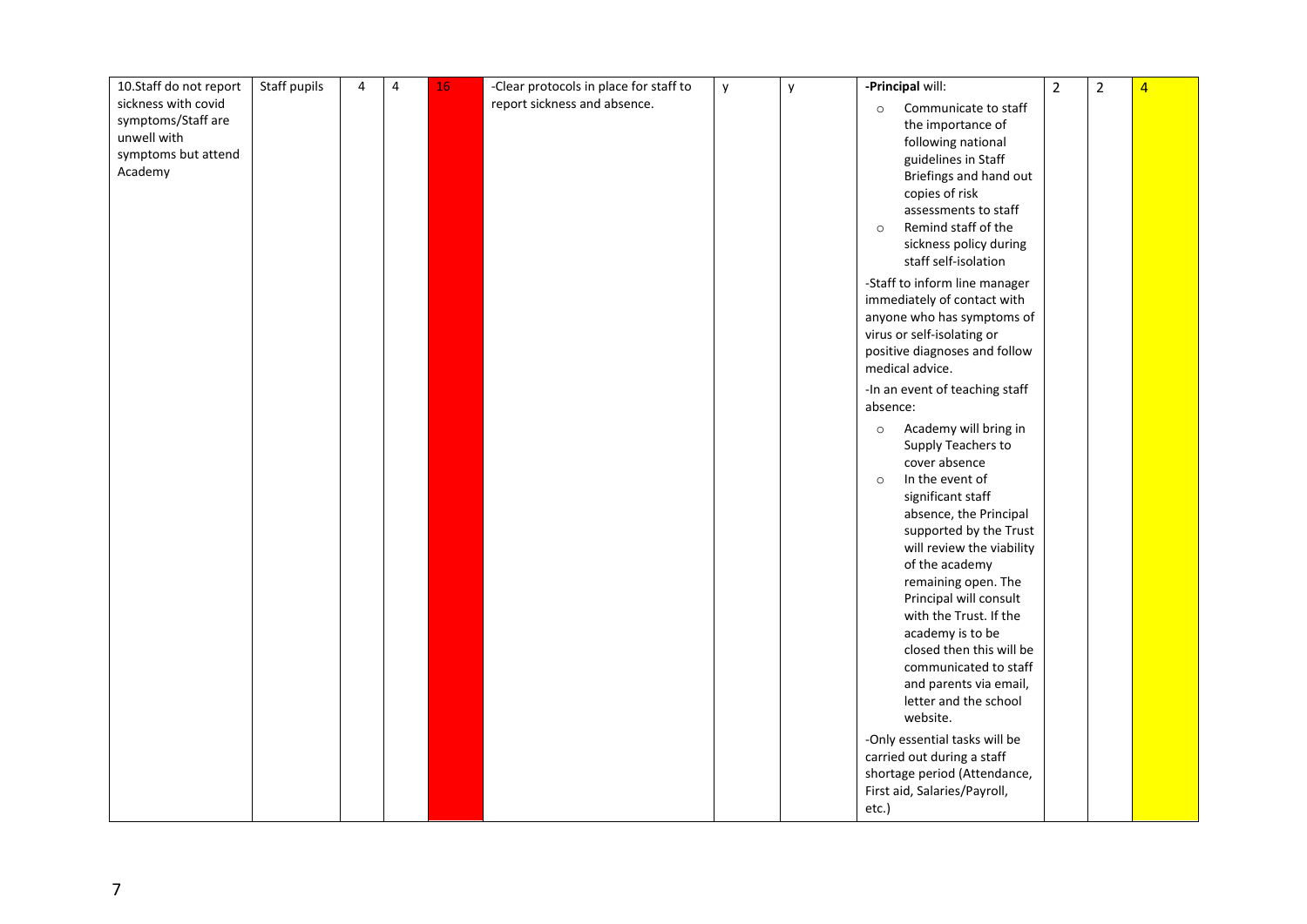| 10.Staff do not report sickness with covid symptoms/Staff are unwell with symptoms but attend Academy | Staff pupils | 4 | 4 | 16 | -Clear protocols in place for staff to report sickness and absence. | y | y | **-Principal** will:<br>○ Communicate to staff the importance of following national guidelines in Staff Briefings and hand out copies of risk assessments to staff<br>○ Remind staff of the sickness policy during staff self-isolation<br><br>-Staff to inform line manager immediately of contact with anyone who has symptoms of virus or self-isolating or positive diagnoses and follow medical advice.<br><br>-In an event of teaching staff absence:<br>○ Academy will bring in Supply Teachers to cover absence<br>○ In the event of significant staff absence, the Principal supported by the Trust will review the viability of the academy remaining open. The Principal will consult with the Trust. If the academy is to be closed then this will be communicated to staff and parents via email, letter and the school website.<br><br>-Only essential tasks will be carried out during a staff shortage period (Attendance, First aid, Salaries/Payroll, etc.) | 2 | 2 | 4 |
|---|---|---|---|---|---|---|---|---|---|---|---|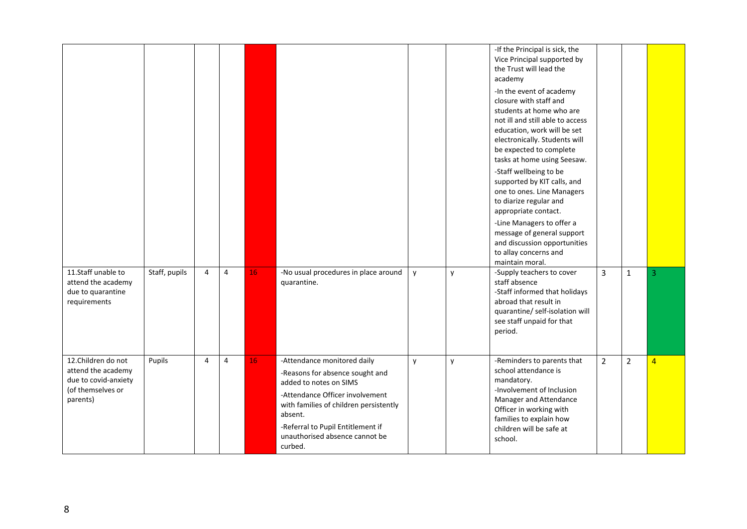| | | | | | | | | | | | |
|---|---|---|---|---|---|---|---|---|---|---|---|
| | | | | | | | | -If the Principal is sick, the Vice Principal supported by the Trust will lead the academy<br>-In the event of academy closure with staff and students at home who are not ill and still able to access education, work will be set electronically. Students will be expected to complete tasks at home using Seesaw.<br>-Staff wellbeing to be supported by KIT calls, and one to ones. Line Managers to diarize regular and appropriate contact.<br>-Line Managers to offer a message of general support and discussion opportunities to allay concerns and maintain moral. | | | |
| 11.Staff unable to attend the academy due to quarantine requirements | Staff, pupils | 4 | 4 | 16 | -No usual procedures in place around quarantine. | y | y | -Supply teachers to cover staff absence<br>-Staff informed that holidays abroad that result in quarantine/ self-isolation will see staff unpaid for that period. | 3 | 1 | 3 |
| 12.Children do not attend the academy due to covid-anxiety (of themselves or parents) | Pupils | 4 | 4 | 16 | -Attendance monitored daily<br>-Reasons for absence sought and added to notes on SIMS<br>-Attendance Officer involvement with families of children persistently absent.<br>-Referral to Pupil Entitlement if unauthorised absence cannot be curbed. | y | y | -Reminders to parents that school attendance is mandatory.<br>-Involvement of Inclusion Manager and Attendance Officer in working with families to explain how children will be safe at school. | 2 | 2 | 4 |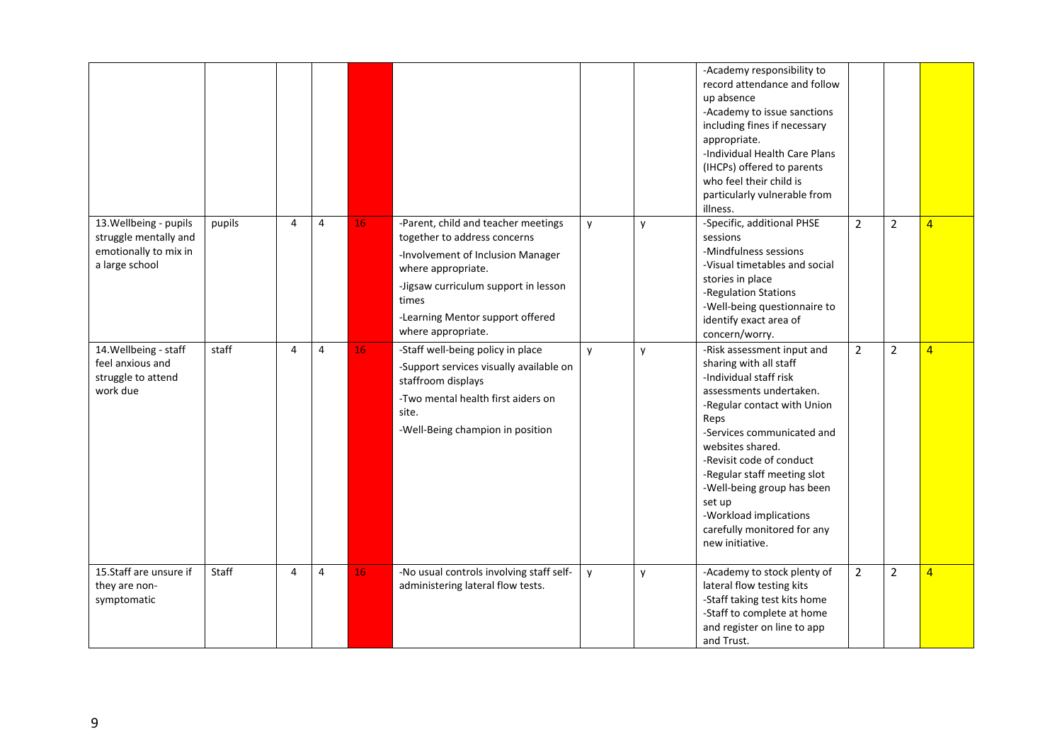| | | | | | | | | | | | |
|---|---|---|---|---|---|---|---|---|---|---|---|
| | | | | 16 | | | | -Academy responsibility to record attendance and follow up absence<br>-Academy to issue sanctions including fines if necessary appropriate.<br>-Individual Health Care Plans (IHCPs) offered to parents who feel their child is particularly vulnerable from illness. | | | 4 |
| 13.Wellbeing - pupils struggle mentally and emotionally to mix in a large school | pupils | 4 | 4 | 16 | -Parent, child and teacher meetings together to address concerns<br>-Involvement of Inclusion Manager where appropriate.<br>-Jigsaw curriculum support in lesson times<br>-Learning Mentor support offered where appropriate. | y | y | -Specific, additional PHSE sessions<br>-Mindfulness sessions<br>-Visual timetables and social stories in place<br>-Regulation Stations<br>-Well-being questionnaire to identify exact area of concern/worry. | 2 | 2 | 4 |
| 14.Wellbeing - staff feel anxious and struggle to attend work due | staff | 4 | 4 | 16 | -Staff well-being policy in place<br>-Support services visually available on staffroom displays<br>-Two mental health first aiders on site.<br>-Well-Being champion in position | y | y | -Risk assessment input and sharing with all staff<br>-Individual staff risk assessments undertaken.<br>-Regular contact with Union Reps<br>-Services communicated and websites shared.<br>-Revisit code of conduct<br>-Regular staff meeting slot<br>-Well-being group has been set up<br>-Workload implications carefully monitored for any new initiative. | 2 | 2 | 4 |
| 15.Staff are unsure if they are non-symptomatic | Staff | 4 | 4 | 16 | -No usual controls involving staff self-administering lateral flow tests. | y | y | -Academy to stock plenty of lateral flow testing kits<br>-Staff taking test kits home<br>-Staff to complete at home and register on line to app and Trust. | 2 | 2 | 4 |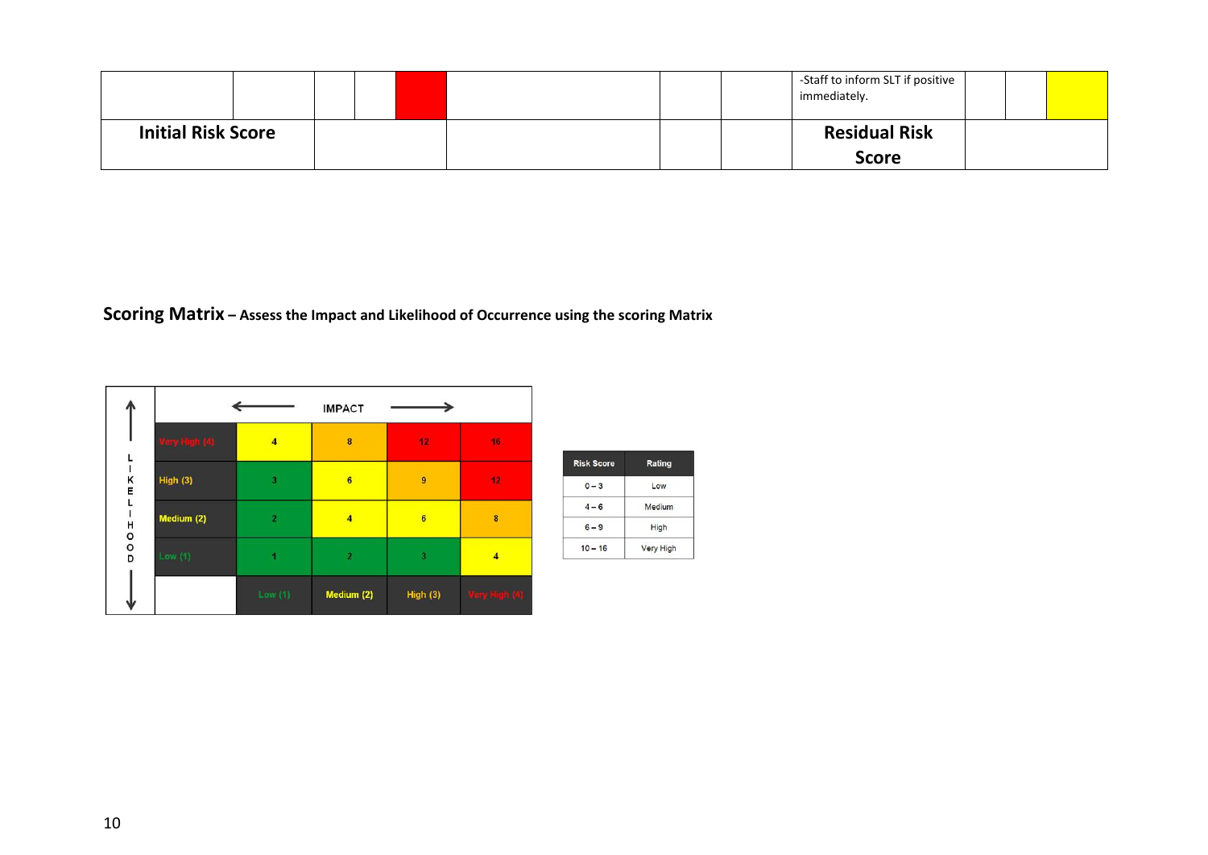|  |  |  |  |  |  |  |  | -Staff to inform SLT if positive immediately. |  |  |  |
|---|---|---|---|---|---|---|---|---|---|---|---|
| **Initial Risk Score** |  |  |  |  |  |  |  | **Residual Risk Score** |  |  |  |

**Scoring Matrix – Assess the Impact and Likelihood of Occurrence using the scoring Matrix**

| LIKELIHOOD ↓ / IMPACT → | Low (1) | Medium (2) | High (3) | Very High (4) |
|---|---|---|---|---|
| Very High (4) | 4 | 8 | 12 | 16 |
| High (3) | 3 | 6 | 9 | 12 |
| Medium (2) | 2 | 4 | 6 | 8 |
| Low (1) | 1 | 2 | 3 | 4 |

| Risk Score | Rating |
|---|---|
| 0 – 3 | Low |
| 4 – 6 | Medium |
| 6 – 9 | High |
| 10 – 16 | Very High |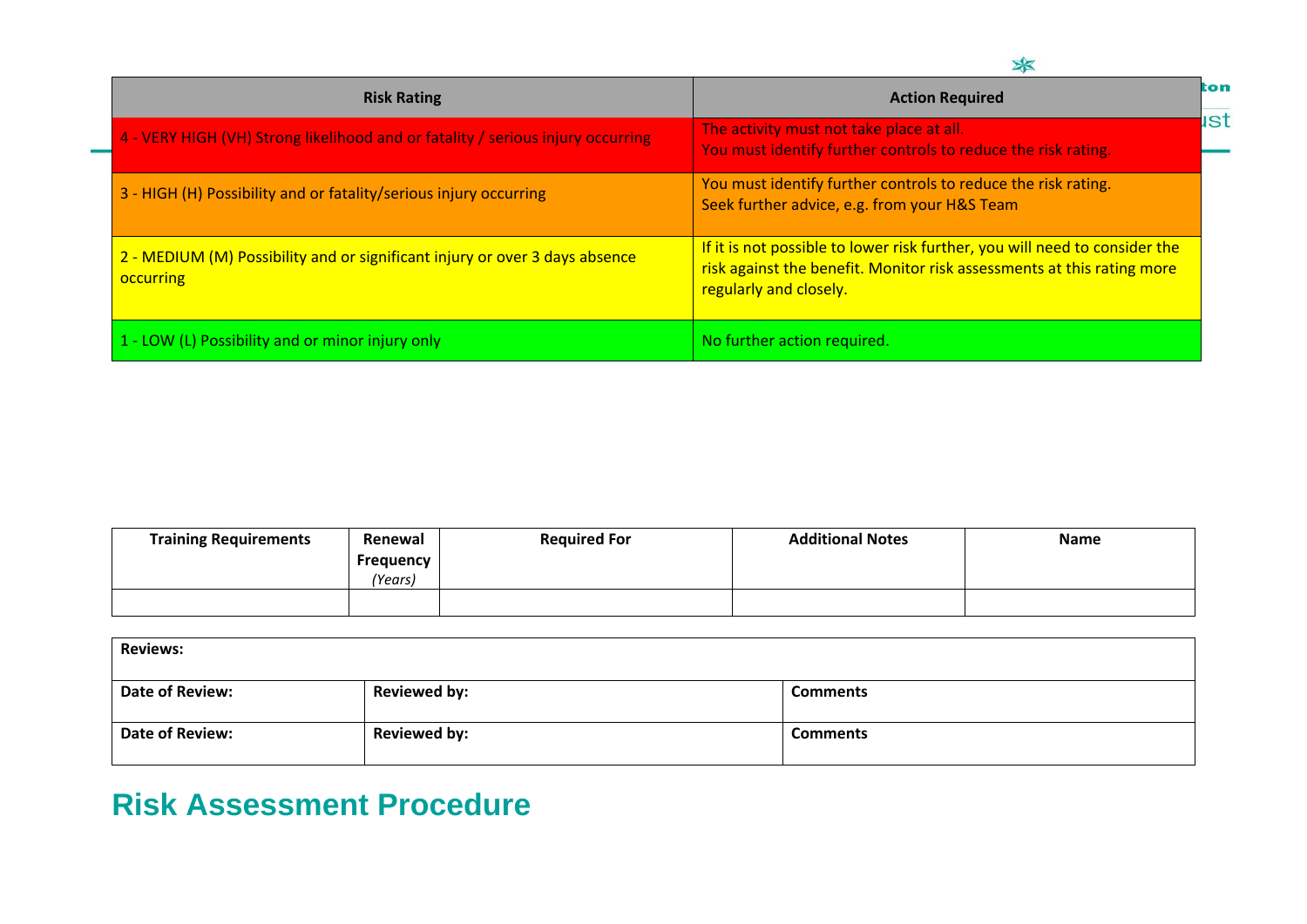| Risk Rating | Action Required |
|---|---|
| 4 - VERY HIGH (VH) Strong likelihood and or fatality / serious injury occurring | The activity must not take place at all.<br>You must identify further controls to reduce the risk rating. |
| 3 - HIGH (H) Possibility and or fatality/serious injury occurring | You must identify further controls to reduce the risk rating.<br>Seek further advice, e.g. from your H&S Team |
| 2 - MEDIUM (M) Possibility and or significant injury or over 3 days absence occurring | If it is not possible to lower risk further, you will need to consider the risk against the benefit. Monitor risk assessments at this rating more regularly and closely. |
| 1 - LOW (L) Possibility and or minor injury only | No further action required. |

| Training Requirements | Renewal Frequency *(Years)* | Required For | Additional Notes | Name |
|---|---|---|---|---|
| | | | | |

| Reviews: | | |
|---|---|---|
| **Date of Review:** | **Reviewed by:** | **Comments** |
| **Date of Review:** | **Reviewed by:** | **Comments** |

# Risk Assessment Procedure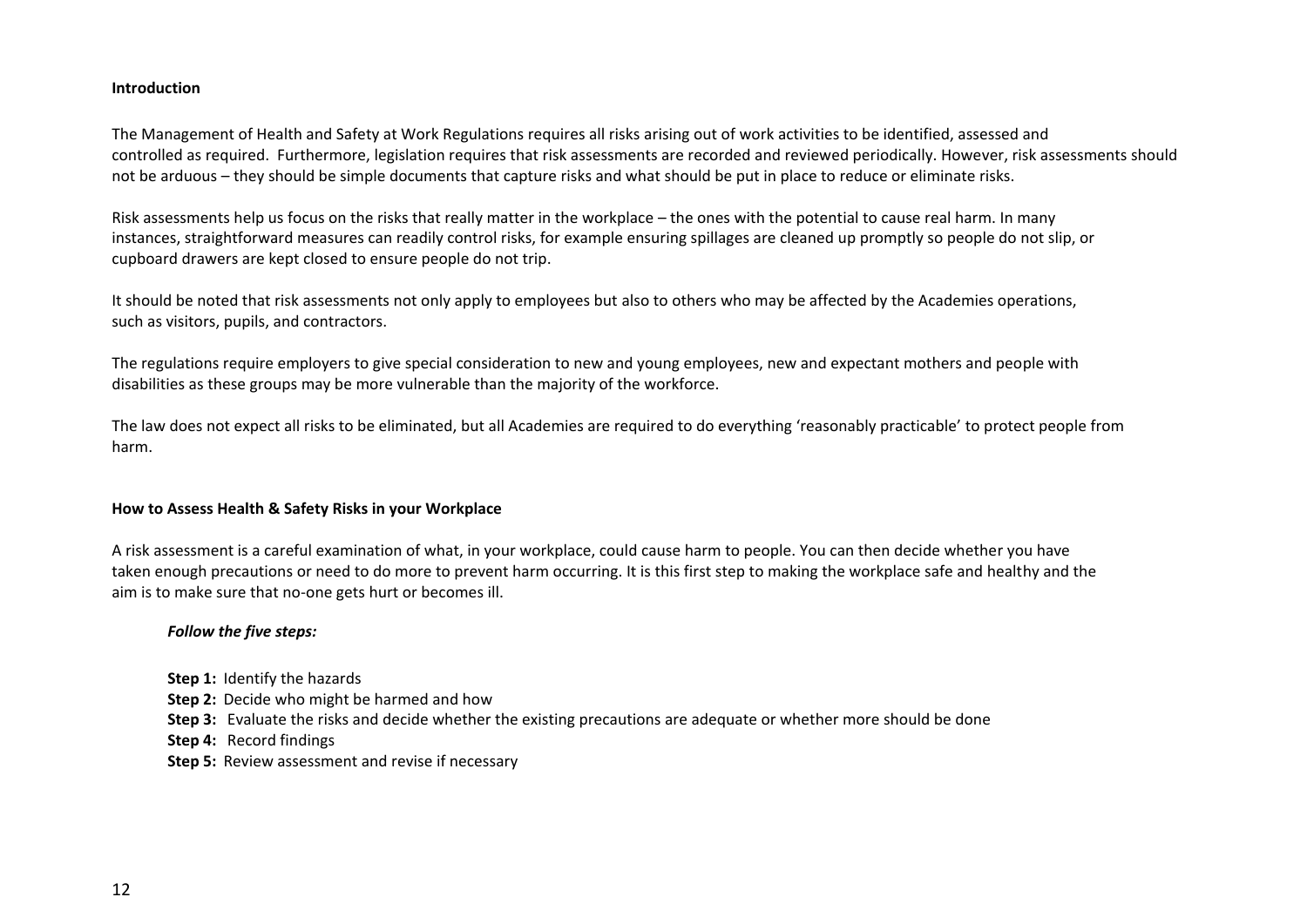**Introduction**

The Management of Health and Safety at Work Regulations requires all risks arising out of work activities to be identified, assessed and controlled as required. Furthermore, legislation requires that risk assessments are recorded and reviewed periodically. However, risk assessments should not be arduous – they should be simple documents that capture risks and what should be put in place to reduce or eliminate risks.

Risk assessments help us focus on the risks that really matter in the workplace – the ones with the potential to cause real harm. In many instances, straightforward measures can readily control risks, for example ensuring spillages are cleaned up promptly so people do not slip, or cupboard drawers are kept closed to ensure people do not trip.

It should be noted that risk assessments not only apply to employees but also to others who may be affected by the Academies operations, such as visitors, pupils, and contractors.

The regulations require employers to give special consideration to new and young employees, new and expectant mothers and people with disabilities as these groups may be more vulnerable than the majority of the workforce.

The law does not expect all risks to be eliminated, but all Academies are required to do everything 'reasonably practicable' to protect people from harm.

**How to Assess Health & Safety Risks in your Workplace**

A risk assessment is a careful examination of what, in your workplace, could cause harm to people. You can then decide whether you have taken enough precautions or need to do more to prevent harm occurring. It is this first step to making the workplace safe and healthy and the aim is to make sure that no-one gets hurt or becomes ill.

***Follow the five steps:***

**Step 1:** Identify the hazards
**Step 2:** Decide who might be harmed and how
**Step 3:** Evaluate the risks and decide whether the existing precautions are adequate or whether more should be done
**Step 4:** Record findings
**Step 5:** Review assessment and revise if necessary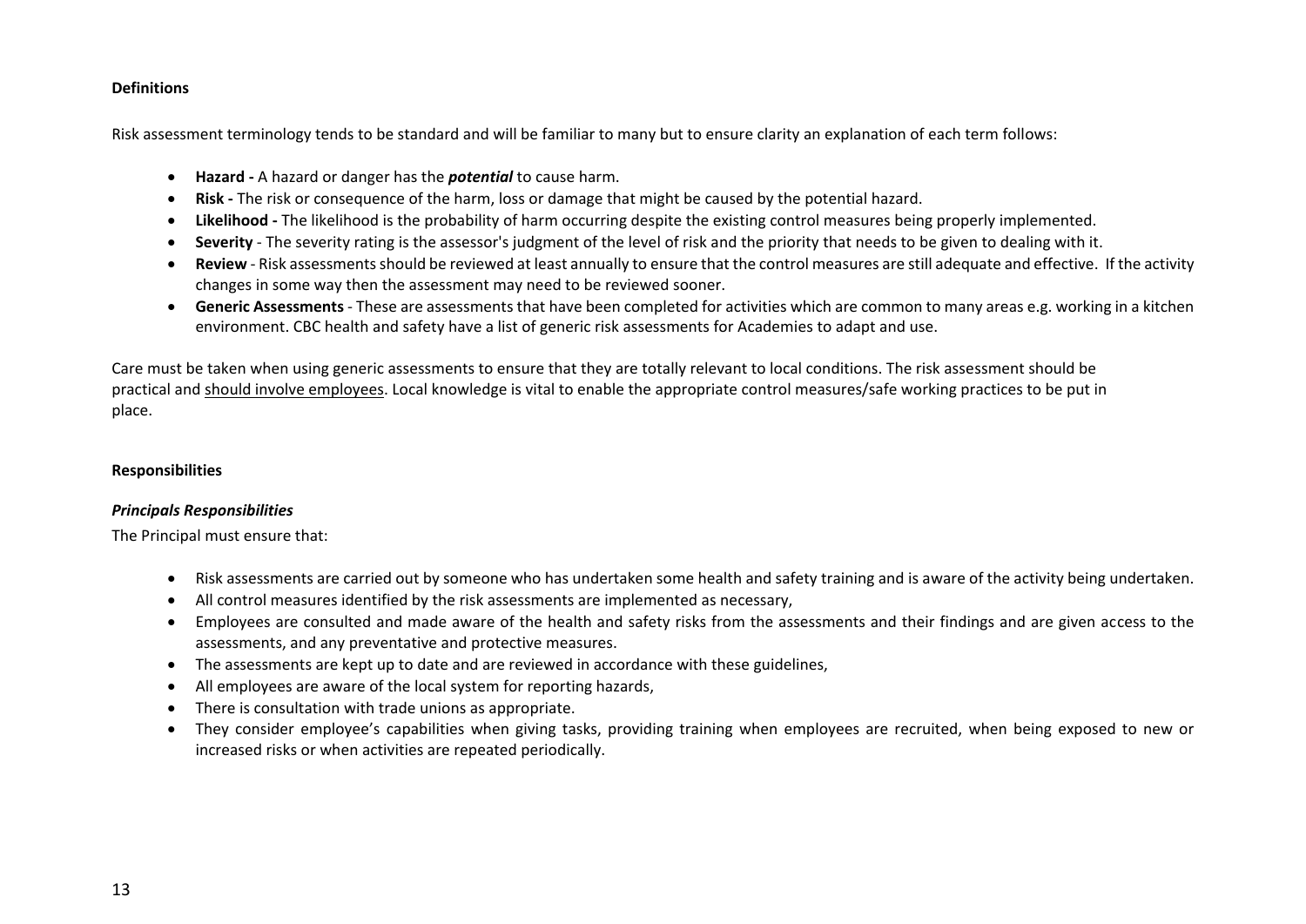**Definitions**

Risk assessment terminology tends to be standard and will be familiar to many but to ensure clarity an explanation of each term follows:

- **Hazard -** A hazard or danger has the ***potential*** to cause harm.
- **Risk -** The risk or consequence of the harm, loss or damage that might be caused by the potential hazard.
- **Likelihood -** The likelihood is the probability of harm occurring despite the existing control measures being properly implemented.
- **Severity** - The severity rating is the assessor's judgment of the level of risk and the priority that needs to be given to dealing with it.
- **Review** - Risk assessments should be reviewed at least annually to ensure that the control measures are still adequate and effective. If the activity changes in some way then the assessment may need to be reviewed sooner.
- **Generic Assessments** - These are assessments that have been completed for activities which are common to many areas e.g. working in a kitchen environment. CBC health and safety have a list of generic risk assessments for Academies to adapt and use.

Care must be taken when using generic assessments to ensure that they are totally relevant to local conditions. The risk assessment should be practical and <u>should involve employees</u>. Local knowledge is vital to enable the appropriate control measures/safe working practices to be put in place.

**Responsibilities**

***Principals Responsibilities***

The Principal must ensure that:

- Risk assessments are carried out by someone who has undertaken some health and safety training and is aware of the activity being undertaken.
- All control measures identified by the risk assessments are implemented as necessary,
- Employees are consulted and made aware of the health and safety risks from the assessments and their findings and are given access to the assessments, and any preventative and protective measures.
- The assessments are kept up to date and are reviewed in accordance with these guidelines,
- All employees are aware of the local system for reporting hazards,
- There is consultation with trade unions as appropriate.
- They consider employee's capabilities when giving tasks, providing training when employees are recruited, when being exposed to new or increased risks or when activities are repeated periodically.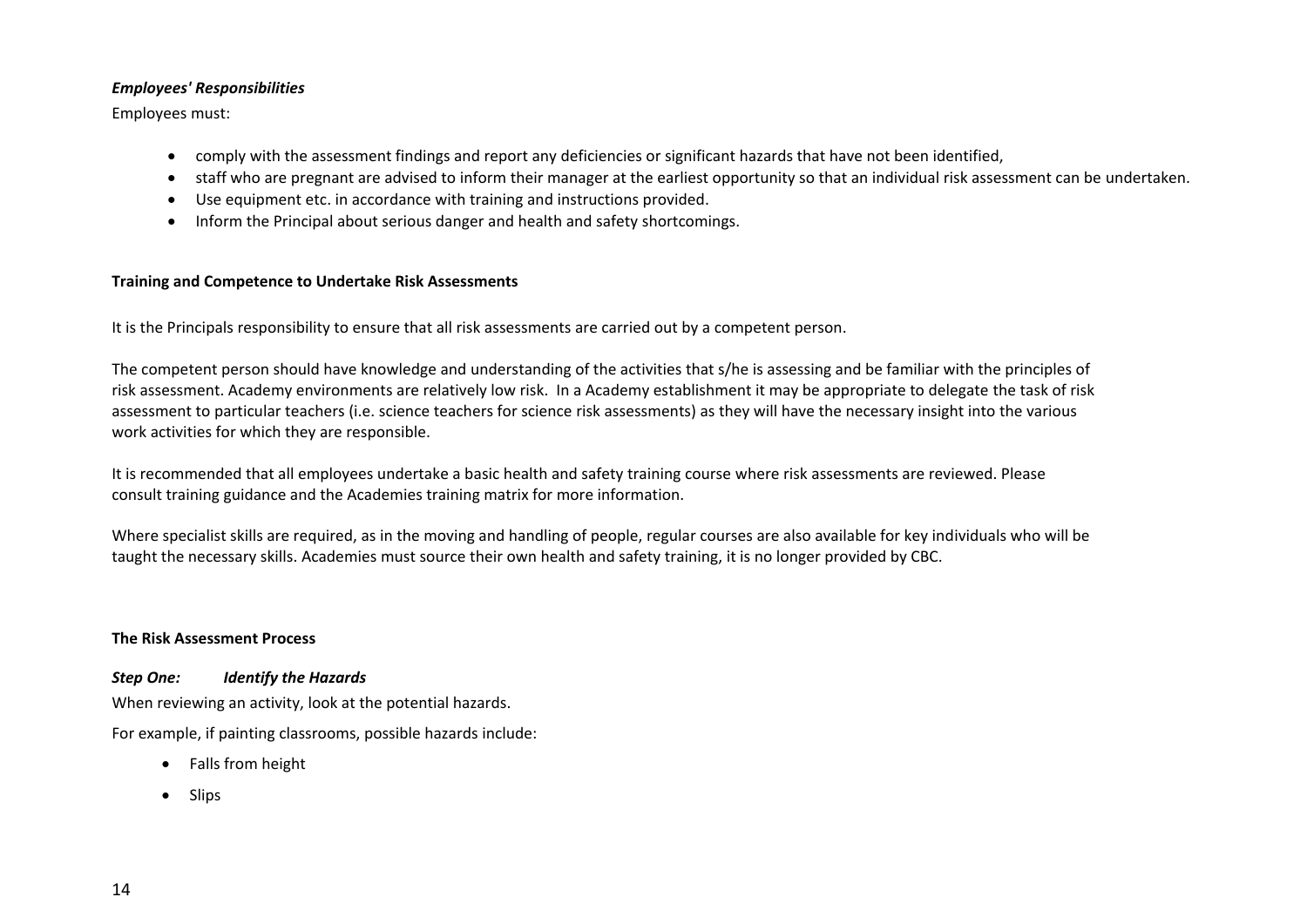***Employees' Responsibilities***

Employees must:

- comply with the assessment findings and report any deficiencies or significant hazards that have not been identified,
- staff who are pregnant are advised to inform their manager at the earliest opportunity so that an individual risk assessment can be undertaken.
- Use equipment etc. in accordance with training and instructions provided.
- Inform the Principal about serious danger and health and safety shortcomings.

**Training and Competence to Undertake Risk Assessments**

It is the Principals responsibility to ensure that all risk assessments are carried out by a competent person.

The competent person should have knowledge and understanding of the activities that s/he is assessing and be familiar with the principles of risk assessment. Academy environments are relatively low risk. In a Academy establishment it may be appropriate to delegate the task of risk assessment to particular teachers (i.e. science teachers for science risk assessments) as they will have the necessary insight into the various work activities for which they are responsible.

It is recommended that all employees undertake a basic health and safety training course where risk assessments are reviewed. Please consult training guidance and the Academies training matrix for more information.

Where specialist skills are required, as in the moving and handling of people, regular courses are also available for key individuals who will be taught the necessary skills. Academies must source their own health and safety training, it is no longer provided by CBC.

**The Risk Assessment Process**

***Step One: Identify the Hazards***

When reviewing an activity, look at the potential hazards.

For example, if painting classrooms, possible hazards include:

- Falls from height
- Slips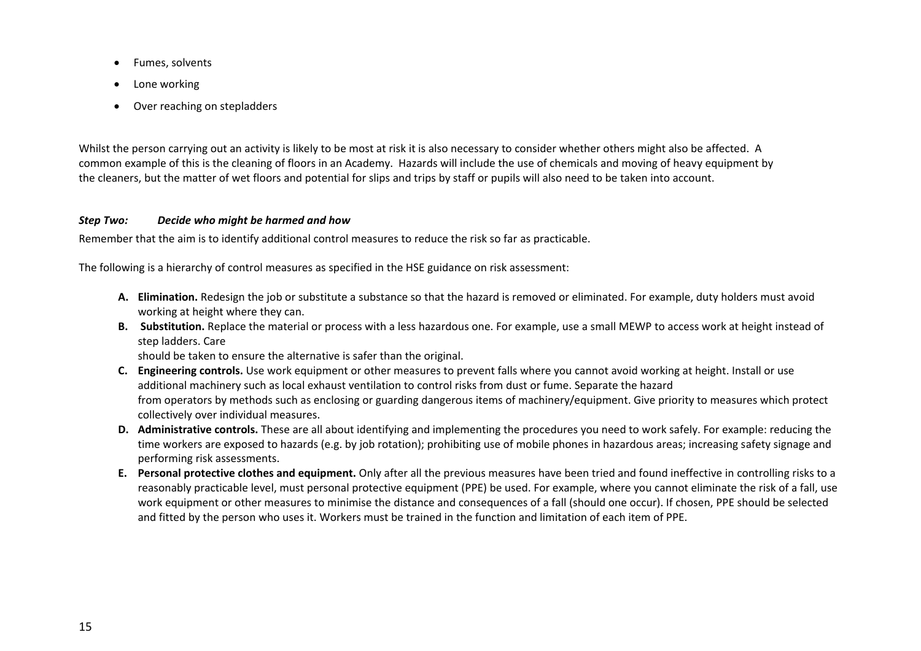- Fumes, solvents
- Lone working
- Over reaching on stepladders

Whilst the person carrying out an activity is likely to be most at risk it is also necessary to consider whether others might also be affected. A common example of this is the cleaning of floors in an Academy. Hazards will include the use of chemicals and moving of heavy equipment by the cleaners, but the matter of wet floors and potential for slips and trips by staff or pupils will also need to be taken into account.

***Step Two: Decide who might be harmed and how***

Remember that the aim is to identify additional control measures to reduce the risk so far as practicable.

The following is a hierarchy of control measures as specified in the HSE guidance on risk assessment:

- **A. Elimination.** Redesign the job or substitute a substance so that the hazard is removed or eliminated. For example, duty holders must avoid working at height where they can.
- **B. Substitution.** Replace the material or process with a less hazardous one. For example, use a small MEWP to access work at height instead of step ladders. Care should be taken to ensure the alternative is safer than the original.
- **C. Engineering controls.** Use work equipment or other measures to prevent falls where you cannot avoid working at height. Install or use additional machinery such as local exhaust ventilation to control risks from dust or fume. Separate the hazard from operators by methods such as enclosing or guarding dangerous items of machinery/equipment. Give priority to measures which protect collectively over individual measures.
- **D. Administrative controls.** These are all about identifying and implementing the procedures you need to work safely. For example: reducing the time workers are exposed to hazards (e.g. by job rotation); prohibiting use of mobile phones in hazardous areas; increasing safety signage and performing risk assessments.
- **E. Personal protective clothes and equipment.** Only after all the previous measures have been tried and found ineffective in controlling risks to a reasonably practicable level, must personal protective equipment (PPE) be used. For example, where you cannot eliminate the risk of a fall, use work equipment or other measures to minimise the distance and consequences of a fall (should one occur). If chosen, PPE should be selected and fitted by the person who uses it. Workers must be trained in the function and limitation of each item of PPE.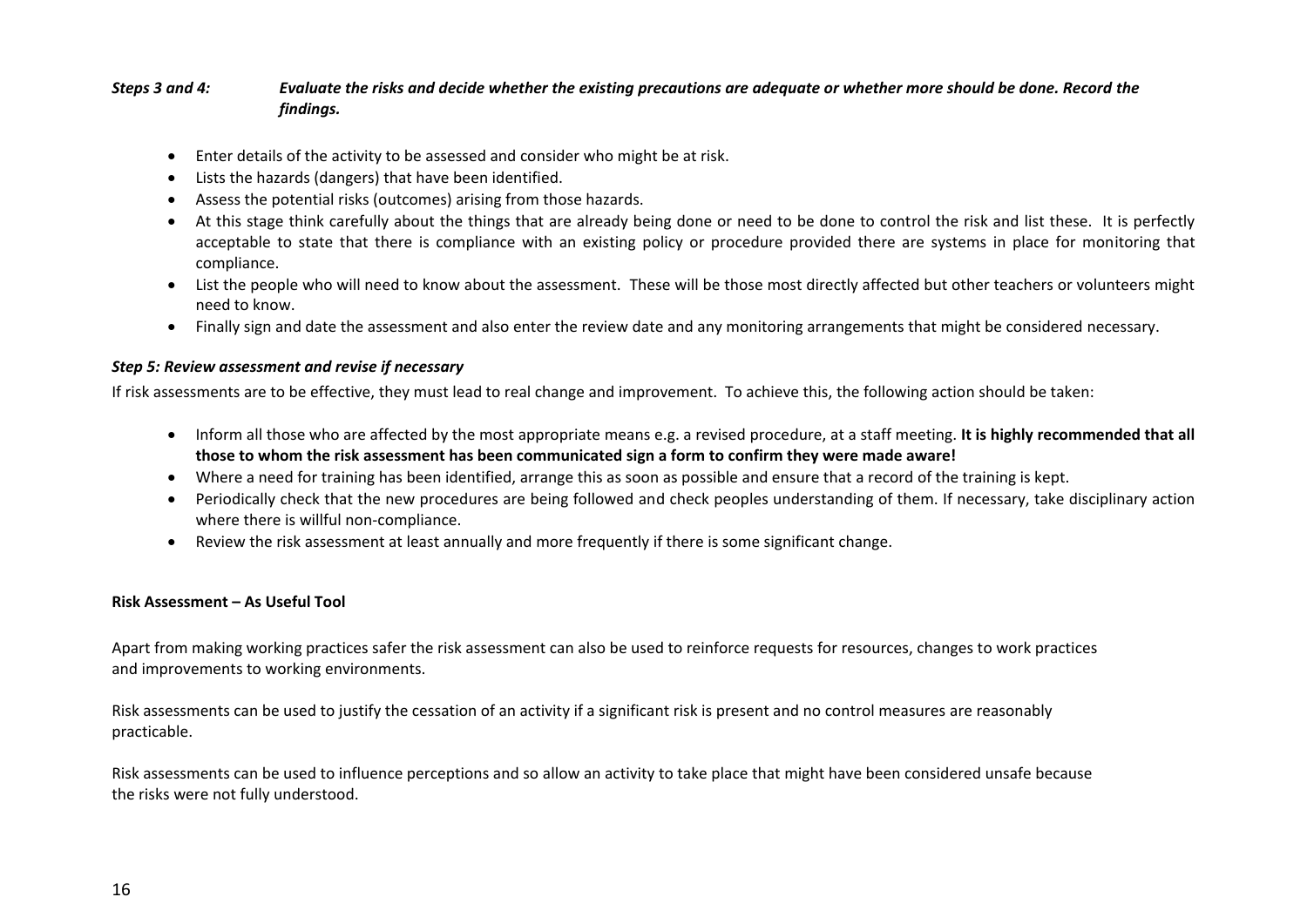***Steps 3 and 4: Evaluate the risks and decide whether the existing precautions are adequate or whether more should be done. Record the findings.***

- Enter details of the activity to be assessed and consider who might be at risk.
- Lists the hazards (dangers) that have been identified.
- Assess the potential risks (outcomes) arising from those hazards.
- At this stage think carefully about the things that are already being done or need to be done to control the risk and list these. It is perfectly acceptable to state that there is compliance with an existing policy or procedure provided there are systems in place for monitoring that compliance.
- List the people who will need to know about the assessment. These will be those most directly affected but other teachers or volunteers might need to know.
- Finally sign and date the assessment and also enter the review date and any monitoring arrangements that might be considered necessary.

***Step 5: Review assessment and revise if necessary***

If risk assessments are to be effective, they must lead to real change and improvement. To achieve this, the following action should be taken:

- Inform all those who are affected by the most appropriate means e.g. a revised procedure, at a staff meeting. **It is highly recommended that all those to whom the risk assessment has been communicated sign a form to confirm they were made aware!**
- Where a need for training has been identified, arrange this as soon as possible and ensure that a record of the training is kept.
- Periodically check that the new procedures are being followed and check peoples understanding of them. If necessary, take disciplinary action where there is willful non-compliance.
- Review the risk assessment at least annually and more frequently if there is some significant change.

**Risk Assessment – As Useful Tool**

Apart from making working practices safer the risk assessment can also be used to reinforce requests for resources, changes to work practices and improvements to working environments.

Risk assessments can be used to justify the cessation of an activity if a significant risk is present and no control measures are reasonably practicable.

Risk assessments can be used to influence perceptions and so allow an activity to take place that might have been considered unsafe because the risks were not fully understood.